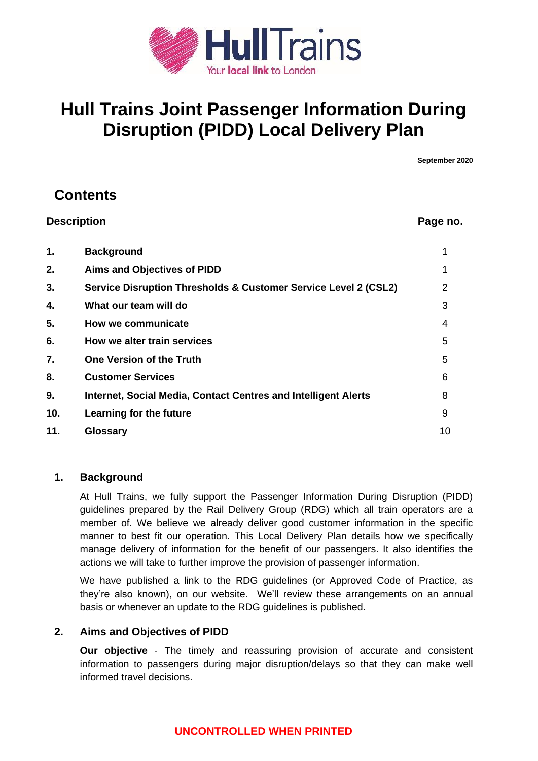# Hull Trains Joint Passenger Information During Disruption (PIDD) Local Delivery Plan

**September 2020**

## Contents

| Description | | Page no. |
|---|---|---|
| **1.** | **Background** | 1 |
| **2.** | **Aims and Objectives of PIDD** | 1 |
| **3.** | **Service Disruption Thresholds & Customer Service Level 2 (CSL2)** | 2 |
| **4.** | **What our team will do** | 3 |
| **5.** | **How we communicate** | 4 |
| **6.** | **How we alter train services** | 5 |
| **7.** | **One Version of the Truth** | 5 |
| **8.** | **Customer Services** | 6 |
| **9.** | **Internet, Social Media, Contact Centres and Intelligent Alerts** | 8 |
| **10.** | **Learning for the future** | 9 |
| **11.** | **Glossary** | 10 |

## 1. Background

At Hull Trains, we fully support the Passenger Information During Disruption (PIDD) guidelines prepared by the Rail Delivery Group (RDG) which all train operators are a member of. We believe we already deliver good customer information in the specific manner to best fit our operation. This Local Delivery Plan details how we specifically manage delivery of information for the benefit of our passengers. It also identifies the actions we will take to further improve the provision of passenger information.

We have published a link to the RDG guidelines (or Approved Code of Practice, as they're also known), on our website. We'll review these arrangements on an annual basis or whenever an update to the RDG guidelines is published.

## 2. Aims and Objectives of PIDD

**Our objective** - The timely and reassuring provision of accurate and consistent information to passengers during major disruption/delays so that they can make well informed travel decisions.

UNCONTROLLED WHEN PRINTED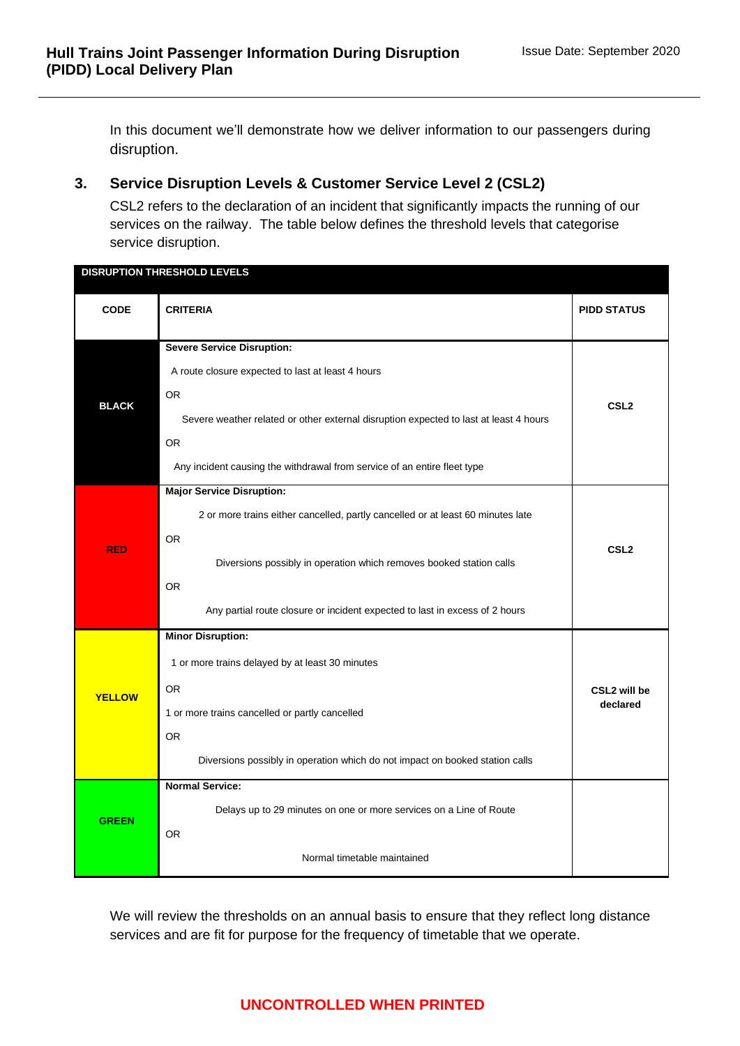In this document we'll demonstrate how we deliver information to our passengers during disruption.

## 3. Service Disruption Levels & Customer Service Level 2 (CSL2)

CSL2 refers to the declaration of an incident that significantly impacts the running of our services on the railway. The table below defines the threshold levels that categorise service disruption.

**DISRUPTION THRESHOLD LEVELS**

| CODE | CRITERIA | PIDD STATUS |
|---|---|---|
| **BLACK** | **Severe Service Disruption:**<br>A route closure expected to last at least 4 hours<br>OR<br>Severe weather related or other external disruption expected to last at least 4 hours<br>OR<br>Any incident causing the withdrawal from service of an entire fleet type | **CSL2** |
| **RED** | **Major Service Disruption:**<br>2 or more trains either cancelled, partly cancelled or at least 60 minutes late<br>OR<br>Diversions possibly in operation which removes booked station calls<br>OR<br>Any partial route closure or incident expected to last in excess of 2 hours | **CSL2** |
| **YELLOW** | **Minor Disruption:**<br>1 or more trains delayed by at least 30 minutes<br>OR<br>1 or more trains cancelled or partly cancelled<br>OR<br>Diversions possibly in operation which do not impact on booked station calls | **CSL2 will be declared** |
| **GREEN** | **Normal Service:**<br>Delays up to 29 minutes on one or more services on a Line of Route<br>OR<br>Normal timetable maintained | |

We will review the thresholds on an annual basis to ensure that they reflect long distance services and are fit for purpose for the frequency of timetable that we operate.

UNCONTROLLED WHEN PRINTED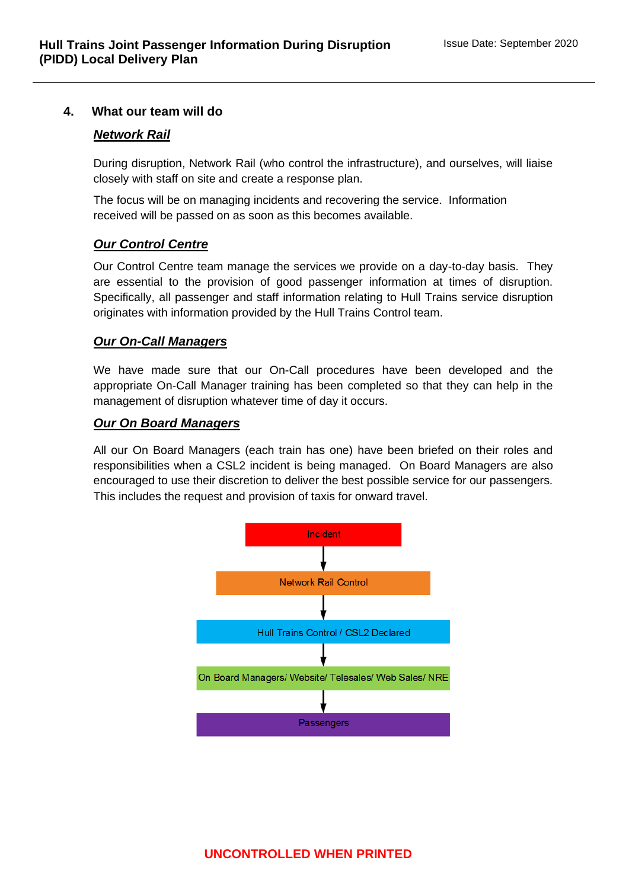## 4. What our team will do

### ***Network Rail***

During disruption, Network Rail (who control the infrastructure), and ourselves, will liaise closely with staff on site and create a response plan.

The focus will be on managing incidents and recovering the service. Information received will be passed on as soon as this becomes available.

### ***Our Control Centre***

Our Control Centre team manage the services we provide on a day-to-day basis. They are essential to the provision of good passenger information at times of disruption. Specifically, all passenger and staff information relating to Hull Trains service disruption originates with information provided by the Hull Trains Control team.

### ***Our On-Call Managers***

We have made sure that our On-Call procedures have been developed and the appropriate On-Call Manager training has been completed so that they can help in the management of disruption whatever time of day it occurs.

### ***Our On Board Managers***

All our On Board Managers (each train has one) have been briefed on their roles and responsibilities when a CSL2 incident is being managed. On Board Managers are also encouraged to use their discretion to deliver the best possible service for our passengers. This includes the request and provision of taxis for onward travel.

Incident
↓
Network Rail Control
↓
Hull Trains Control / CSL2 Declared
↓
On Board Managers/ Website/ Telesales/ Web Sales/ NRE
↓
Passengers

**UNCONTROLLED WHEN PRINTED**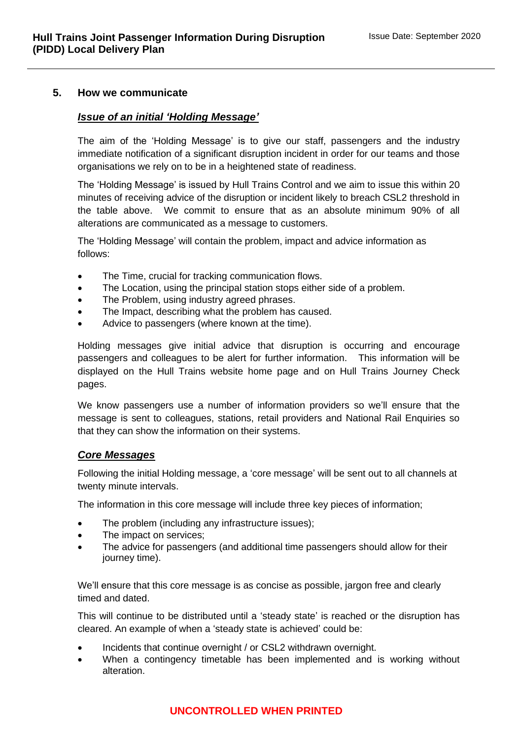## 5. How we communicate

### ***Issue of an initial 'Holding Message'***

The aim of the 'Holding Message' is to give our staff, passengers and the industry immediate notification of a significant disruption incident in order for our teams and those organisations we rely on to be in a heightened state of readiness.

The 'Holding Message' is issued by Hull Trains Control and we aim to issue this within 20 minutes of receiving advice of the disruption or incident likely to breach CSL2 threshold in the table above. We commit to ensure that as an absolute minimum 90% of all alterations are communicated as a message to customers.

The 'Holding Message' will contain the problem, impact and advice information as follows:

- The Time, crucial for tracking communication flows.
- The Location, using the principal station stops either side of a problem.
- The Problem, using industry agreed phrases.
- The Impact, describing what the problem has caused.
- Advice to passengers (where known at the time).

Holding messages give initial advice that disruption is occurring and encourage passengers and colleagues to be alert for further information. This information will be displayed on the Hull Trains website home page and on Hull Trains Journey Check pages.

We know passengers use a number of information providers so we'll ensure that the message is sent to colleagues, stations, retail providers and National Rail Enquiries so that they can show the information on their systems.

### ***Core Messages***

Following the initial Holding message, a 'core message' will be sent out to all channels at twenty minute intervals.

The information in this core message will include three key pieces of information;

- The problem (including any infrastructure issues);
- The impact on services;
- The advice for passengers (and additional time passengers should allow for their journey time).

We'll ensure that this core message is as concise as possible, jargon free and clearly timed and dated.

This will continue to be distributed until a 'steady state' is reached or the disruption has cleared. An example of when a 'steady state is achieved' could be:

- Incidents that continue overnight / or CSL2 withdrawn overnight.
- When a contingency timetable has been implemented and is working without alteration.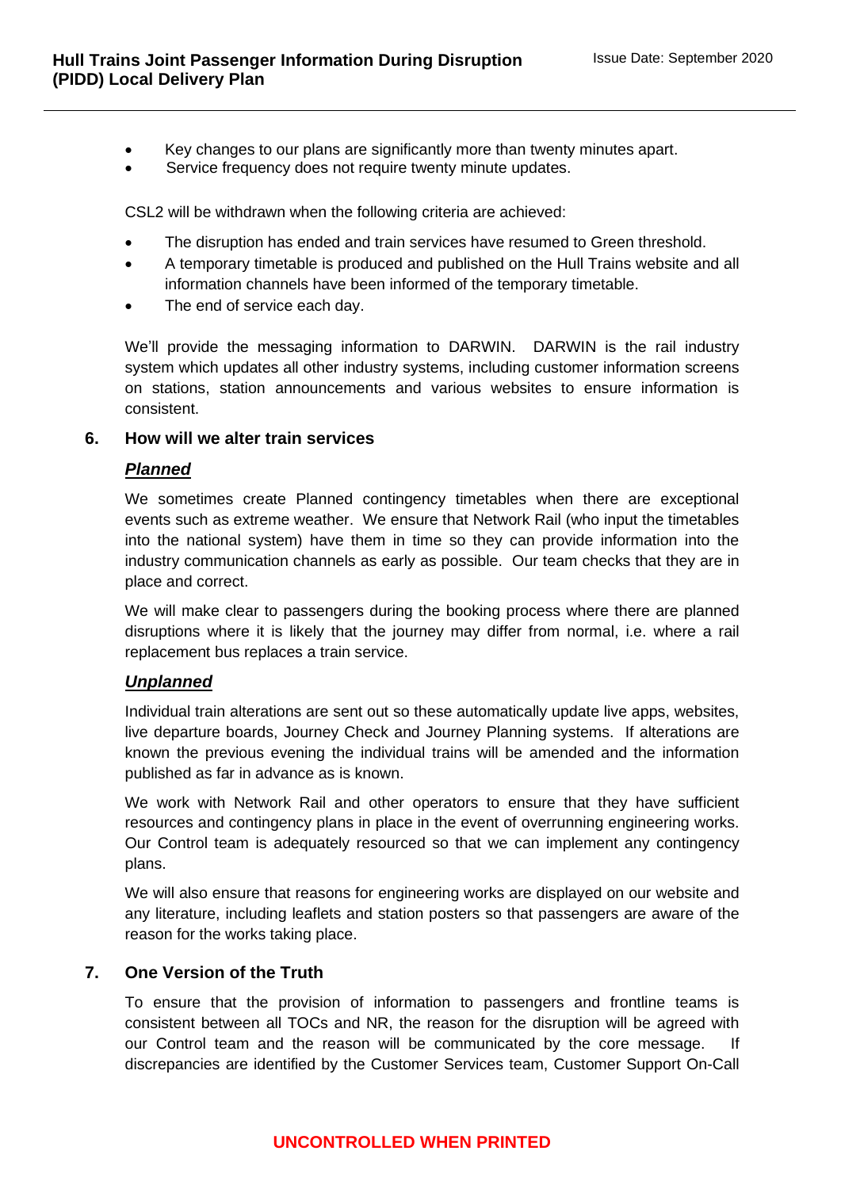- Key changes to our plans are significantly more than twenty minutes apart.
- Service frequency does not require twenty minute updates.

CSL2 will be withdrawn when the following criteria are achieved:

- The disruption has ended and train services have resumed to Green threshold.
- A temporary timetable is produced and published on the Hull Trains website and all information channels have been informed of the temporary timetable.
- The end of service each day.

We'll provide the messaging information to DARWIN. DARWIN is the rail industry system which updates all other industry systems, including customer information screens on stations, station announcements and various websites to ensure information is consistent.

## 6. How will we alter train services

### ***Planned***

We sometimes create Planned contingency timetables when there are exceptional events such as extreme weather. We ensure that Network Rail (who input the timetables into the national system) have them in time so they can provide information into the industry communication channels as early as possible. Our team checks that they are in place and correct.

We will make clear to passengers during the booking process where there are planned disruptions where it is likely that the journey may differ from normal, i.e. where a rail replacement bus replaces a train service.

### ***Unplanned***

Individual train alterations are sent out so these automatically update live apps, websites, live departure boards, Journey Check and Journey Planning systems. If alterations are known the previous evening the individual trains will be amended and the information published as far in advance as is known.

We work with Network Rail and other operators to ensure that they have sufficient resources and contingency plans in place in the event of overrunning engineering works. Our Control team is adequately resourced so that we can implement any contingency plans.

We will also ensure that reasons for engineering works are displayed on our website and any literature, including leaflets and station posters so that passengers are aware of the reason for the works taking place.

## 7. One Version of the Truth

To ensure that the provision of information to passengers and frontline teams is consistent between all TOCs and NR, the reason for the disruption will be agreed with our Control team and the reason will be communicated by the core message. If discrepancies are identified by the Customer Services team, Customer Support On-Call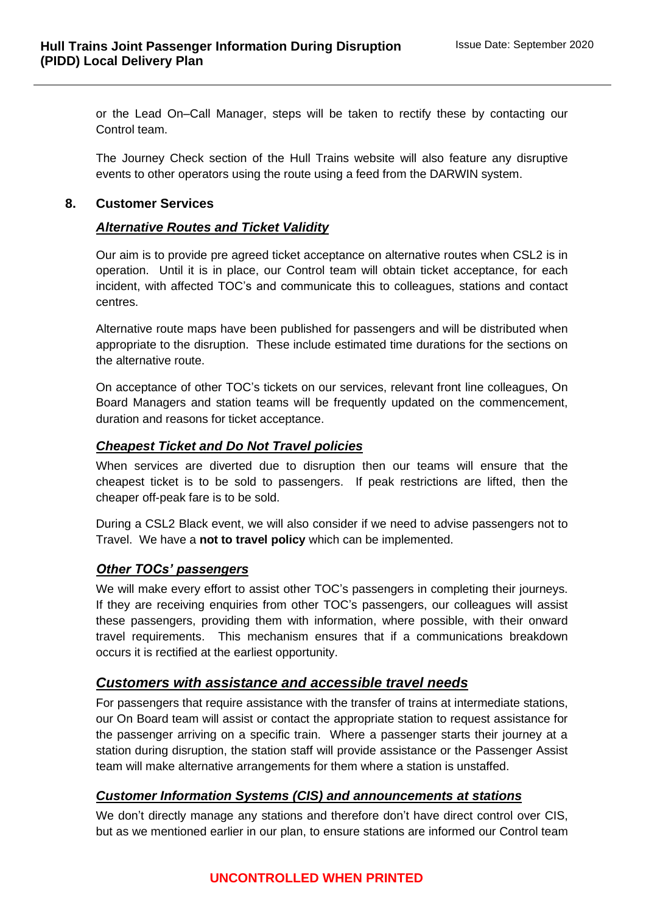or the Lead On–Call Manager, steps will be taken to rectify these by contacting our Control team.

The Journey Check section of the Hull Trains website will also feature any disruptive events to other operators using the route using a feed from the DARWIN system.

## 8. Customer Services

### *Alternative Routes and Ticket Validity*

Our aim is to provide pre agreed ticket acceptance on alternative routes when CSL2 is in operation. Until it is in place, our Control team will obtain ticket acceptance, for each incident, with affected TOC's and communicate this to colleagues, stations and contact centres.

Alternative route maps have been published for passengers and will be distributed when appropriate to the disruption. These include estimated time durations for the sections on the alternative route.

On acceptance of other TOC's tickets on our services, relevant front line colleagues, On Board Managers and station teams will be frequently updated on the commencement, duration and reasons for ticket acceptance.

### *Cheapest Ticket and Do Not Travel policies*

When services are diverted due to disruption then our teams will ensure that the cheapest ticket is to be sold to passengers. If peak restrictions are lifted, then the cheaper off-peak fare is to be sold.

During a CSL2 Black event, we will also consider if we need to advise passengers not to Travel. We have a **not to travel policy** which can be implemented.

### *Other TOCs' passengers*

We will make every effort to assist other TOC's passengers in completing their journeys. If they are receiving enquiries from other TOC's passengers, our colleagues will assist these passengers, providing them with information, where possible, with their onward travel requirements. This mechanism ensures that if a communications breakdown occurs it is rectified at the earliest opportunity.

### *Customers with assistance and accessible travel needs*

For passengers that require assistance with the transfer of trains at intermediate stations, our On Board team will assist or contact the appropriate station to request assistance for the passenger arriving on a specific train. Where a passenger starts their journey at a station during disruption, the station staff will provide assistance or the Passenger Assist team will make alternative arrangements for them where a station is unstaffed.

### *Customer Information Systems (CIS) and announcements at stations*

We don't directly manage any stations and therefore don't have direct control over CIS, but as we mentioned earlier in our plan, to ensure stations are informed our Control team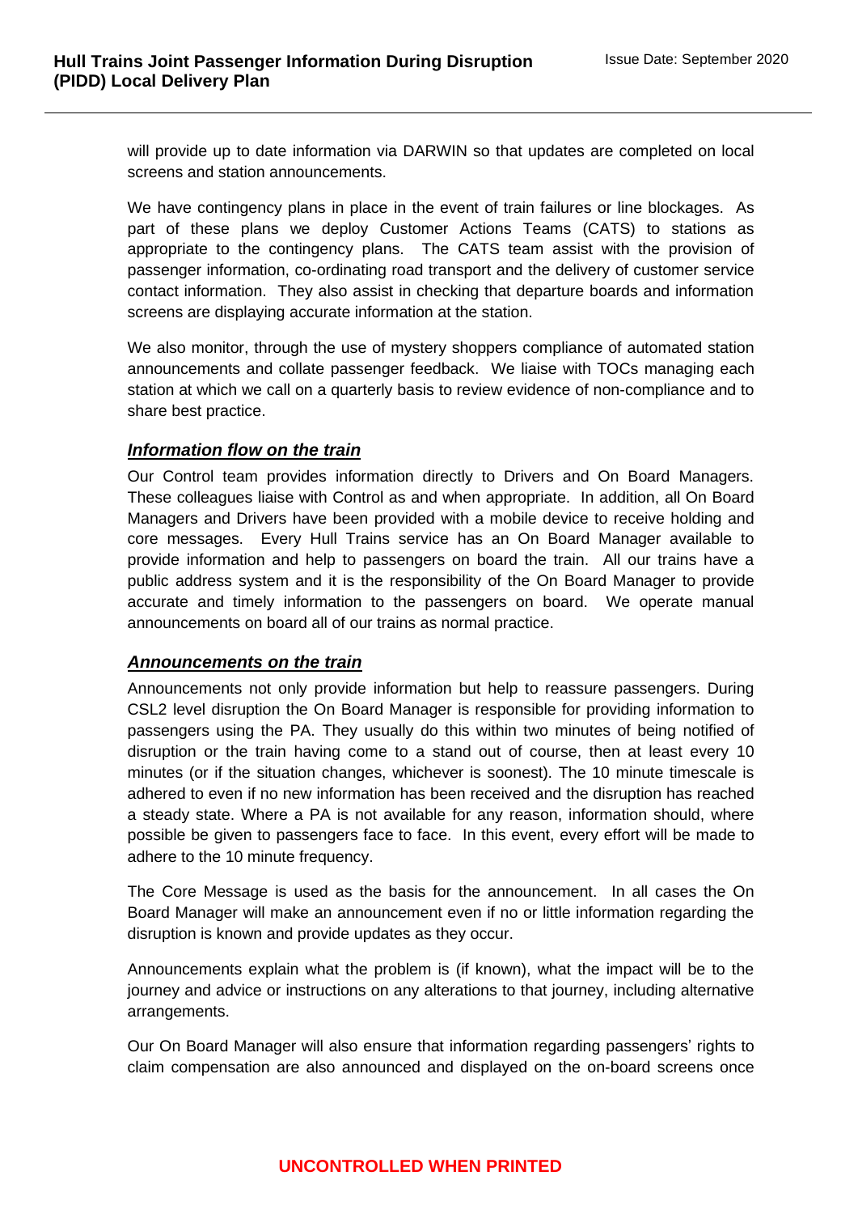will provide up to date information via DARWIN so that updates are completed on local screens and station announcements.

We have contingency plans in place in the event of train failures or line blockages. As part of these plans we deploy Customer Actions Teams (CATS) to stations as appropriate to the contingency plans. The CATS team assist with the provision of passenger information, co-ordinating road transport and the delivery of customer service contact information. They also assist in checking that departure boards and information screens are displaying accurate information at the station.

We also monitor, through the use of mystery shoppers compliance of automated station announcements and collate passenger feedback. We liaise with TOCs managing each station at which we call on a quarterly basis to review evidence of non-compliance and to share best practice.

### ***Information flow on the train***

Our Control team provides information directly to Drivers and On Board Managers. These colleagues liaise with Control as and when appropriate. In addition, all On Board Managers and Drivers have been provided with a mobile device to receive holding and core messages. Every Hull Trains service has an On Board Manager available to provide information and help to passengers on board the train. All our trains have a public address system and it is the responsibility of the On Board Manager to provide accurate and timely information to the passengers on board. We operate manual announcements on board all of our trains as normal practice.

### ***Announcements on the train***

Announcements not only provide information but help to reassure passengers. During CSL2 level disruption the On Board Manager is responsible for providing information to passengers using the PA. They usually do this within two minutes of being notified of disruption or the train having come to a stand out of course, then at least every 10 minutes (or if the situation changes, whichever is soonest). The 10 minute timescale is adhered to even if no new information has been received and the disruption has reached a steady state. Where a PA is not available for any reason, information should, where possible be given to passengers face to face. In this event, every effort will be made to adhere to the 10 minute frequency.

The Core Message is used as the basis for the announcement. In all cases the On Board Manager will make an announcement even if no or little information regarding the disruption is known and provide updates as they occur.

Announcements explain what the problem is (if known), what the impact will be to the journey and advice or instructions on any alterations to that journey, including alternative arrangements.

Our On Board Manager will also ensure that information regarding passengers' rights to claim compensation are also announced and displayed on the on-board screens once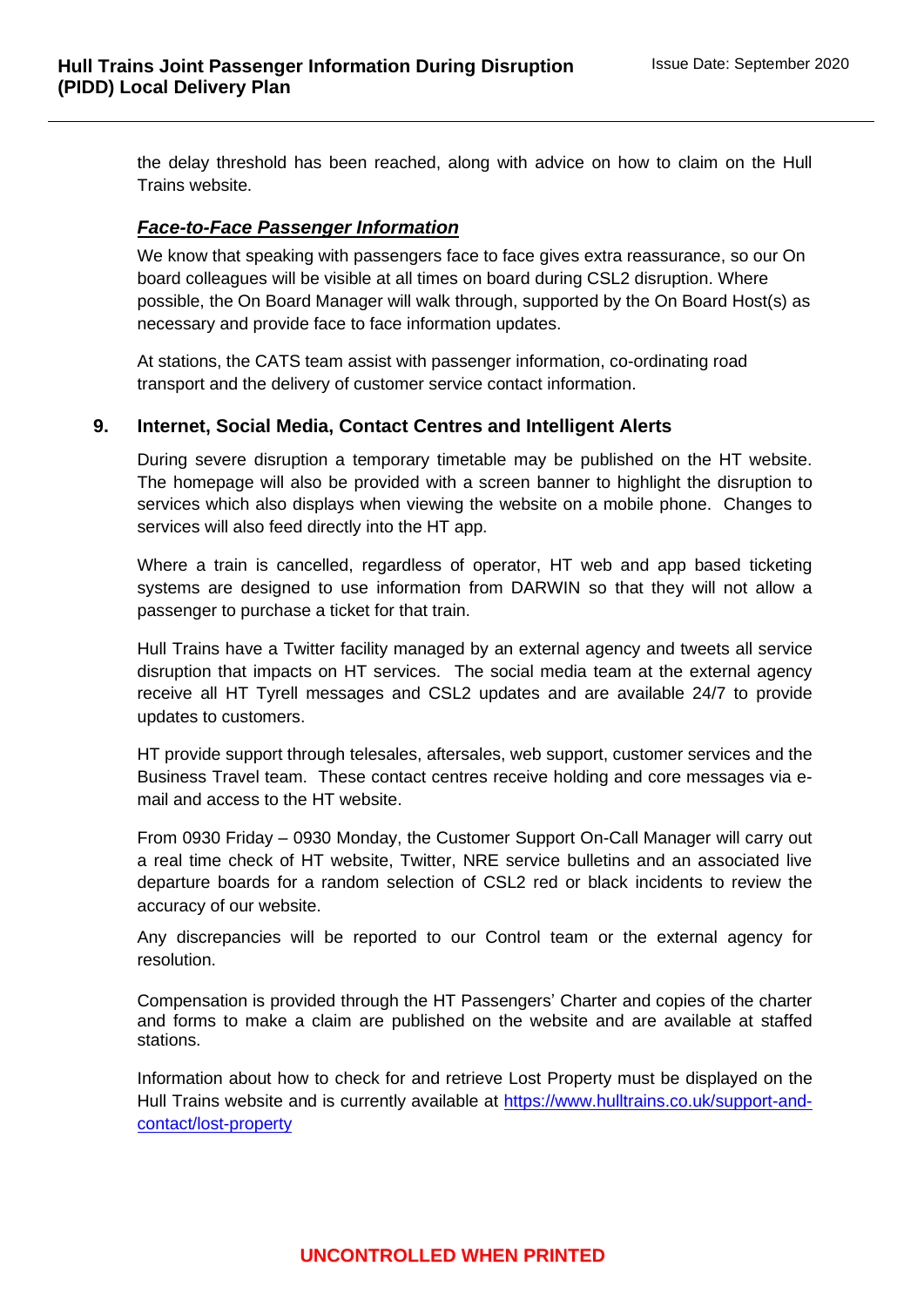the delay threshold has been reached, along with advice on how to claim on the Hull Trains website.

***Face-to-Face Passenger Information***

We know that speaking with passengers face to face gives extra reassurance, so our On board colleagues will be visible at all times on board during CSL2 disruption. Where possible, the On Board Manager will walk through, supported by the On Board Host(s) as necessary and provide face to face information updates.

At stations, the CATS team assist with passenger information, co-ordinating road transport and the delivery of customer service contact information.

## 9. Internet, Social Media, Contact Centres and Intelligent Alerts

During severe disruption a temporary timetable may be published on the HT website. The homepage will also be provided with a screen banner to highlight the disruption to services which also displays when viewing the website on a mobile phone. Changes to services will also feed directly into the HT app.

Where a train is cancelled, regardless of operator, HT web and app based ticketing systems are designed to use information from DARWIN so that they will not allow a passenger to purchase a ticket for that train.

Hull Trains have a Twitter facility managed by an external agency and tweets all service disruption that impacts on HT services. The social media team at the external agency receive all HT Tyrell messages and CSL2 updates and are available 24/7 to provide updates to customers.

HT provide support through telesales, aftersales, web support, customer services and the Business Travel team. These contact centres receive holding and core messages via e-mail and access to the HT website.

From 0930 Friday – 0930 Monday, the Customer Support On-Call Manager will carry out a real time check of HT website, Twitter, NRE service bulletins and an associated live departure boards for a random selection of CSL2 red or black incidents to review the accuracy of our website.

Any discrepancies will be reported to our Control team or the external agency for resolution.

Compensation is provided through the HT Passengers' Charter and copies of the charter and forms to make a claim are published on the website and are available at staffed stations.

Information about how to check for and retrieve Lost Property must be displayed on the Hull Trains website and is currently available at [https://www.hulltrains.co.uk/support-and-contact/lost-property](https://www.hulltrains.co.uk/support-and-contact/lost-property)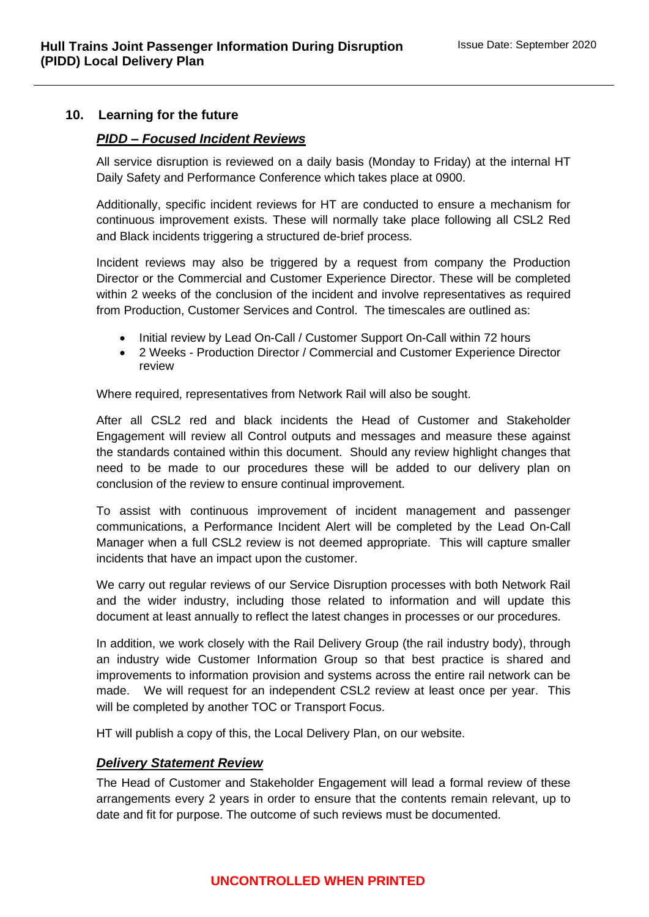## 10. Learning for the future

### ***PIDD – Focused Incident Reviews***

All service disruption is reviewed on a daily basis (Monday to Friday) at the internal HT Daily Safety and Performance Conference which takes place at 0900.

Additionally, specific incident reviews for HT are conducted to ensure a mechanism for continuous improvement exists. These will normally take place following all CSL2 Red and Black incidents triggering a structured de-brief process.

Incident reviews may also be triggered by a request from company the Production Director or the Commercial and Customer Experience Director. These will be completed within 2 weeks of the conclusion of the incident and involve representatives as required from Production, Customer Services and Control. The timescales are outlined as:

- Initial review by Lead On-Call / Customer Support On-Call within 72 hours
- 2 Weeks - Production Director / Commercial and Customer Experience Director review

Where required, representatives from Network Rail will also be sought.

After all CSL2 red and black incidents the Head of Customer and Stakeholder Engagement will review all Control outputs and messages and measure these against the standards contained within this document. Should any review highlight changes that need to be made to our procedures these will be added to our delivery plan on conclusion of the review to ensure continual improvement.

To assist with continuous improvement of incident management and passenger communications, a Performance Incident Alert will be completed by the Lead On-Call Manager when a full CSL2 review is not deemed appropriate. This will capture smaller incidents that have an impact upon the customer.

We carry out regular reviews of our Service Disruption processes with both Network Rail and the wider industry, including those related to information and will update this document at least annually to reflect the latest changes in processes or our procedures.

In addition, we work closely with the Rail Delivery Group (the rail industry body), through an industry wide Customer Information Group so that best practice is shared and improvements to information provision and systems across the entire rail network can be made. We will request for an independent CSL2 review at least once per year. This will be completed by another TOC or Transport Focus.

HT will publish a copy of this, the Local Delivery Plan, on our website.

### ***Delivery Statement Review***

The Head of Customer and Stakeholder Engagement will lead a formal review of these arrangements every 2 years in order to ensure that the contents remain relevant, up to date and fit for purpose. The outcome of such reviews must be documented.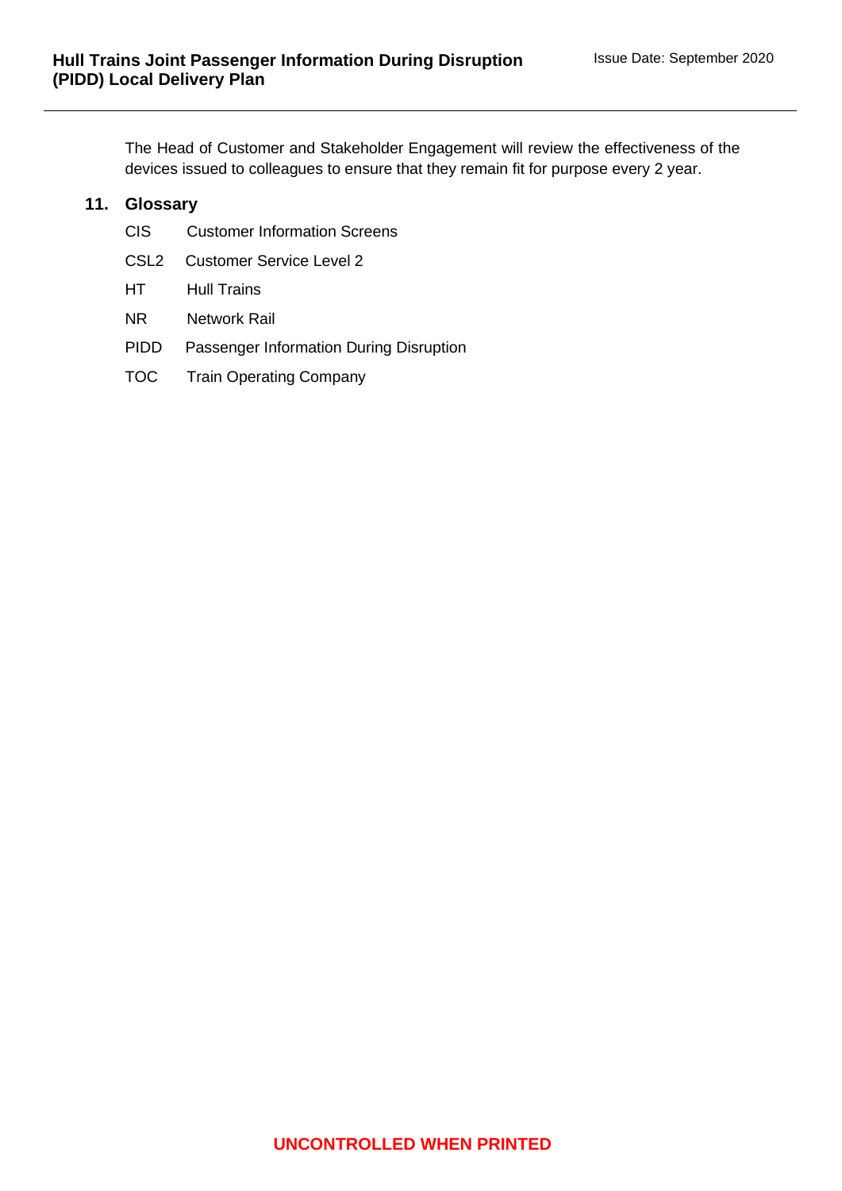The Head of Customer and Stakeholder Engagement will review the effectiveness of the devices issued to colleagues to ensure that they remain fit for purpose every 2 year.

## 11. Glossary

| | |
|---|---|
| CIS | Customer Information Screens |
| CSL2 | Customer Service Level 2 |
| HT | Hull Trains |
| NR | Network Rail |
| PIDD | Passenger Information During Disruption |
| TOC | Train Operating Company |

**UNCONTROLLED WHEN PRINTED**